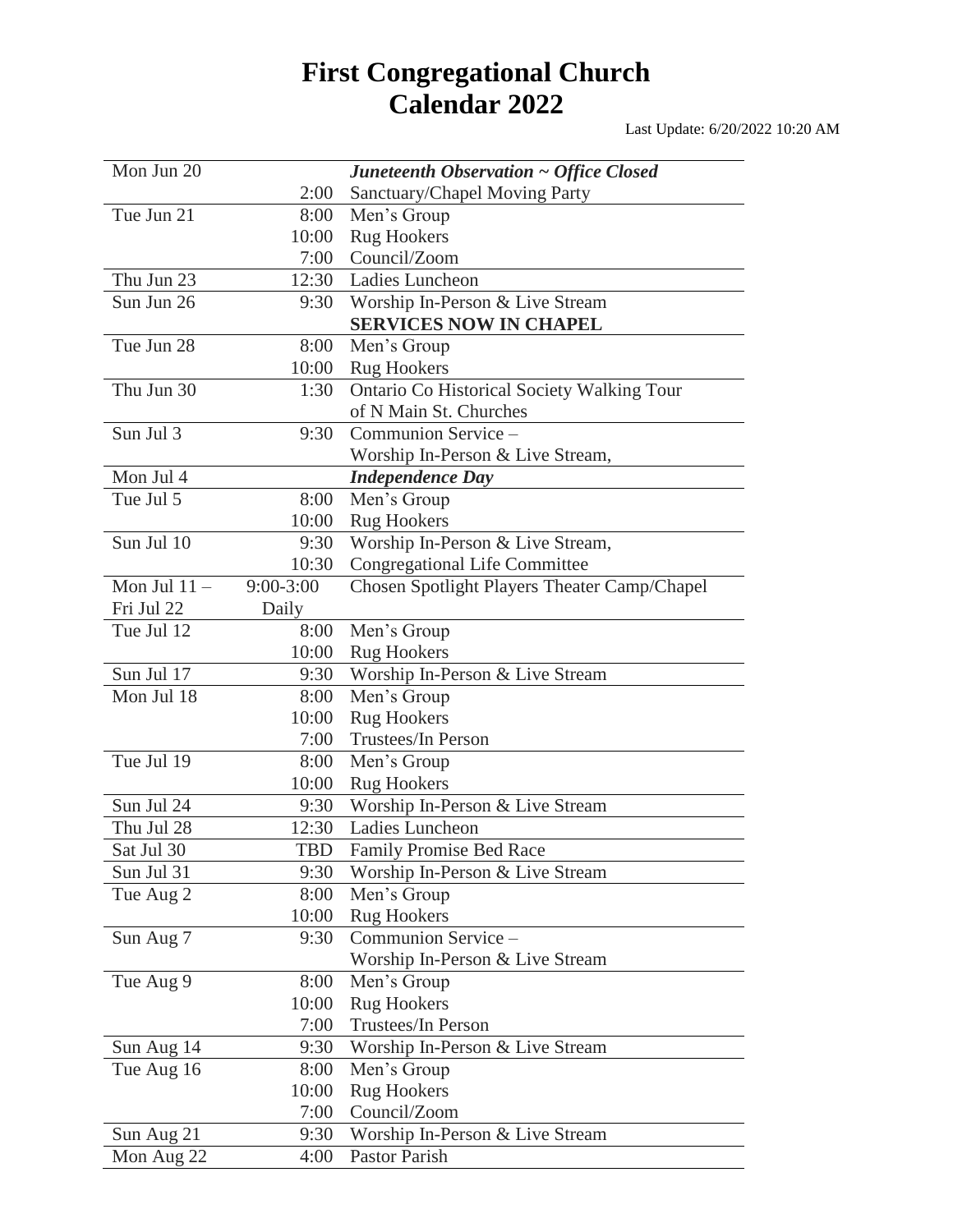# First Congregational Church
# Calendar 2022

Last Update: 6/20/2022 10:20 AM

| Date | Time | Event |
|---|---|---|
| Mon Jun 20 | | ***Juneteenth Observation ~ Office Closed*** |
| | 2:00 | Sanctuary/Chapel Moving Party |
| Tue Jun 21 | 8:00 | Men's Group |
| | 10:00 | Rug Hookers |
| | 7:00 | Council/Zoom |
| Thu Jun 23 | 12:30 | Ladies Luncheon |
| Sun Jun 26 | 9:30 | Worship In-Person & Live Stream<br>**SERVICES NOW IN CHAPEL** |
| Tue Jun 28 | 8:00 | Men's Group |
| | 10:00 | Rug Hookers |
| Thu Jun 30 | 1:30 | Ontario Co Historical Society Walking Tour of N Main St. Churches |
| Sun Jul 3 | 9:30 | Communion Service –<br>Worship In-Person & Live Stream, |
| Mon Jul 4 | | ***Independence Day*** |
| Tue Jul 5 | 8:00 | Men's Group |
| | 10:00 | Rug Hookers |
| Sun Jul 10 | 9:30 | Worship In-Person & Live Stream, |
| | 10:30 | Congregational Life Committee |
| Mon Jul 11 – Fri Jul 22 | 9:00-3:00 Daily | Chosen Spotlight Players Theater Camp/Chapel |
| Tue Jul 12 | 8:00 | Men's Group |
| | 10:00 | Rug Hookers |
| Sun Jul 17 | 9:30 | Worship In-Person & Live Stream |
| Mon Jul 18 | 8:00 | Men's Group |
| | 10:00 | Rug Hookers |
| | 7:00 | Trustees/In Person |
| Tue Jul 19 | 8:00 | Men's Group |
| | 10:00 | Rug Hookers |
| Sun Jul 24 | 9:30 | Worship In-Person & Live Stream |
| Thu Jul 28 | 12:30 | Ladies Luncheon |
| Sat Jul 30 | TBD | Family Promise Bed Race |
| Sun Jul 31 | 9:30 | Worship In-Person & Live Stream |
| Tue Aug 2 | 8:00 | Men's Group |
| | 10:00 | Rug Hookers |
| Sun Aug 7 | 9:30 | Communion Service –<br>Worship In-Person & Live Stream |
| Tue Aug 9 | 8:00 | Men's Group |
| | 10:00 | Rug Hookers |
| | 7:00 | Trustees/In Person |
| Sun Aug 14 | 9:30 | Worship In-Person & Live Stream |
| Tue Aug 16 | 8:00 | Men's Group |
| | 10:00 | Rug Hookers |
| | 7:00 | Council/Zoom |
| Sun Aug 21 | 9:30 | Worship In-Person & Live Stream |
| Mon Aug 22 | 4:00 | Pastor Parish |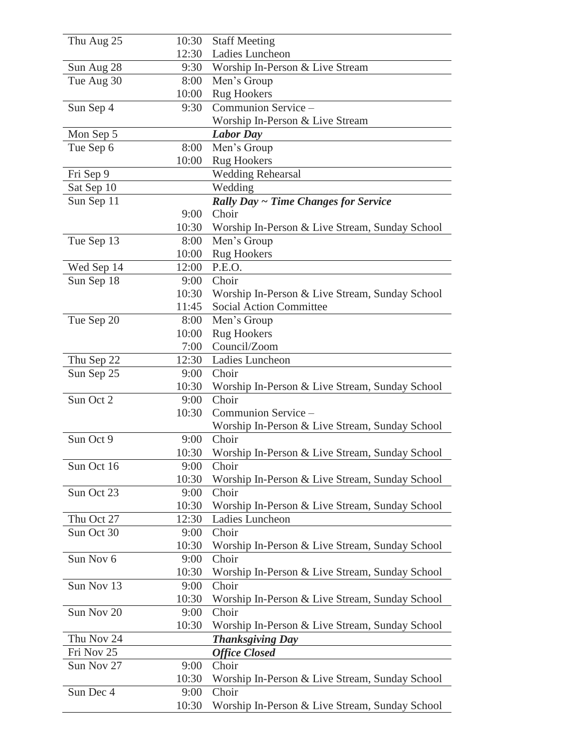| Date | Time | Event |
|---|---|---|
| Thu Aug 25 | 10:30 | Staff Meeting |
| | 12:30 | Ladies Luncheon |
| Sun Aug 28 | 9:30 | Worship In-Person & Live Stream |
| Tue Aug 30 | 8:00 | Men’s Group |
| | 10:00 | Rug Hookers |
| Sun Sep 4 | 9:30 | Communion Service – Worship In-Person & Live Stream |
| Mon Sep 5 | | ***Labor Day*** |
| Tue Sep 6 | 8:00 | Men’s Group |
| | 10:00 | Rug Hookers |
| Fri Sep 9 | | Wedding Rehearsal |
| Sat Sep 10 | | Wedding |
| Sun Sep 11 | | ***Rally Day ~ Time Changes for Service*** |
| | 9:00 | Choir |
| | 10:30 | Worship In-Person & Live Stream, Sunday School |
| Tue Sep 13 | 8:00 | Men’s Group |
| | 10:00 | Rug Hookers |
| Wed Sep 14 | 12:00 | P.E.O. |
| Sun Sep 18 | 9:00 | Choir |
| | 10:30 | Worship In-Person & Live Stream, Sunday School |
| | 11:45 | Social Action Committee |
| Tue Sep 20 | 8:00 | Men’s Group |
| | 10:00 | Rug Hookers |
| | 7:00 | Council/Zoom |
| Thu Sep 22 | 12:30 | Ladies Luncheon |
| Sun Sep 25 | 9:00 | Choir |
| | 10:30 | Worship In-Person & Live Stream, Sunday School |
| Sun Oct 2 | 9:00 | Choir |
| | 10:30 | Communion Service – Worship In-Person & Live Stream, Sunday School |
| Sun Oct 9 | 9:00 | Choir |
| | 10:30 | Worship In-Person & Live Stream, Sunday School |
| Sun Oct 16 | 9:00 | Choir |
| | 10:30 | Worship In-Person & Live Stream, Sunday School |
| Sun Oct 23 | 9:00 | Choir |
| | 10:30 | Worship In-Person & Live Stream, Sunday School |
| Thu Oct 27 | 12:30 | Ladies Luncheon |
| Sun Oct 30 | 9:00 | Choir |
| | 10:30 | Worship In-Person & Live Stream, Sunday School |
| Sun Nov 6 | 9:00 | Choir |
| | 10:30 | Worship In-Person & Live Stream, Sunday School |
| Sun Nov 13 | 9:00 | Choir |
| | 10:30 | Worship In-Person & Live Stream, Sunday School |
| Sun Nov 20 | 9:00 | Choir |
| | 10:30 | Worship In-Person & Live Stream, Sunday School |
| Thu Nov 24 | | ***Thanksgiving Day*** |
| Fri Nov 25 | | ***Office Closed*** |
| Sun Nov 27 | 9:00 | Choir |
| | 10:30 | Worship In-Person & Live Stream, Sunday School |
| Sun Dec 4 | 9:00 | Choir |
| | 10:30 | Worship In-Person & Live Stream, Sunday School |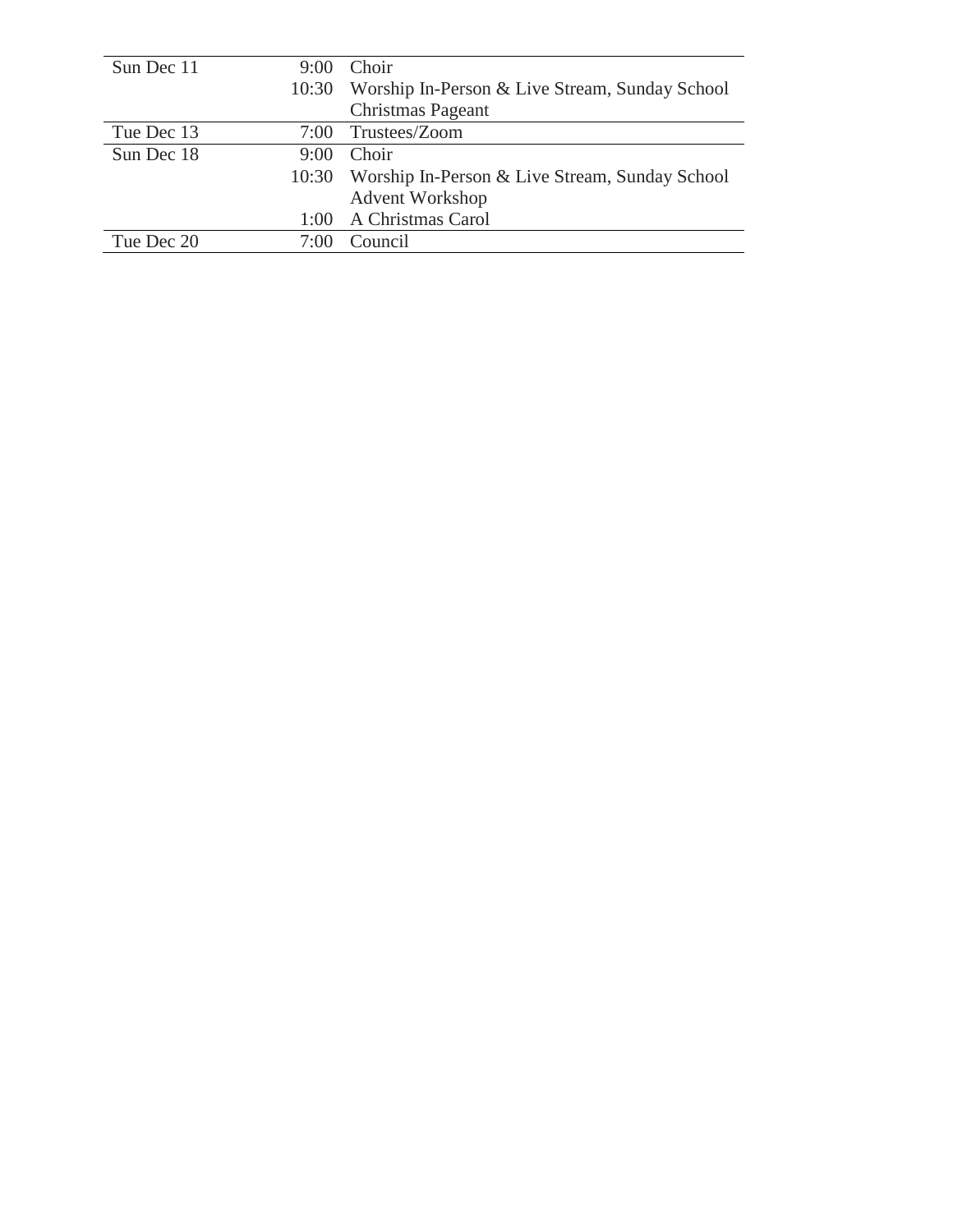| | | |
|---|---|---|
| Sun Dec 11 | 9:00 | Choir |
| | 10:30 | Worship In-Person & Live Stream, Sunday School |
| | | Christmas Pageant |
| Tue Dec 13 | 7:00 | Trustees/Zoom |
| Sun Dec 18 | 9:00 | Choir |
| | 10:30 | Worship In-Person & Live Stream, Sunday School |
| | | Advent Workshop |
| | 1:00 | A Christmas Carol |
| Tue Dec 20 | 7:00 | Council |